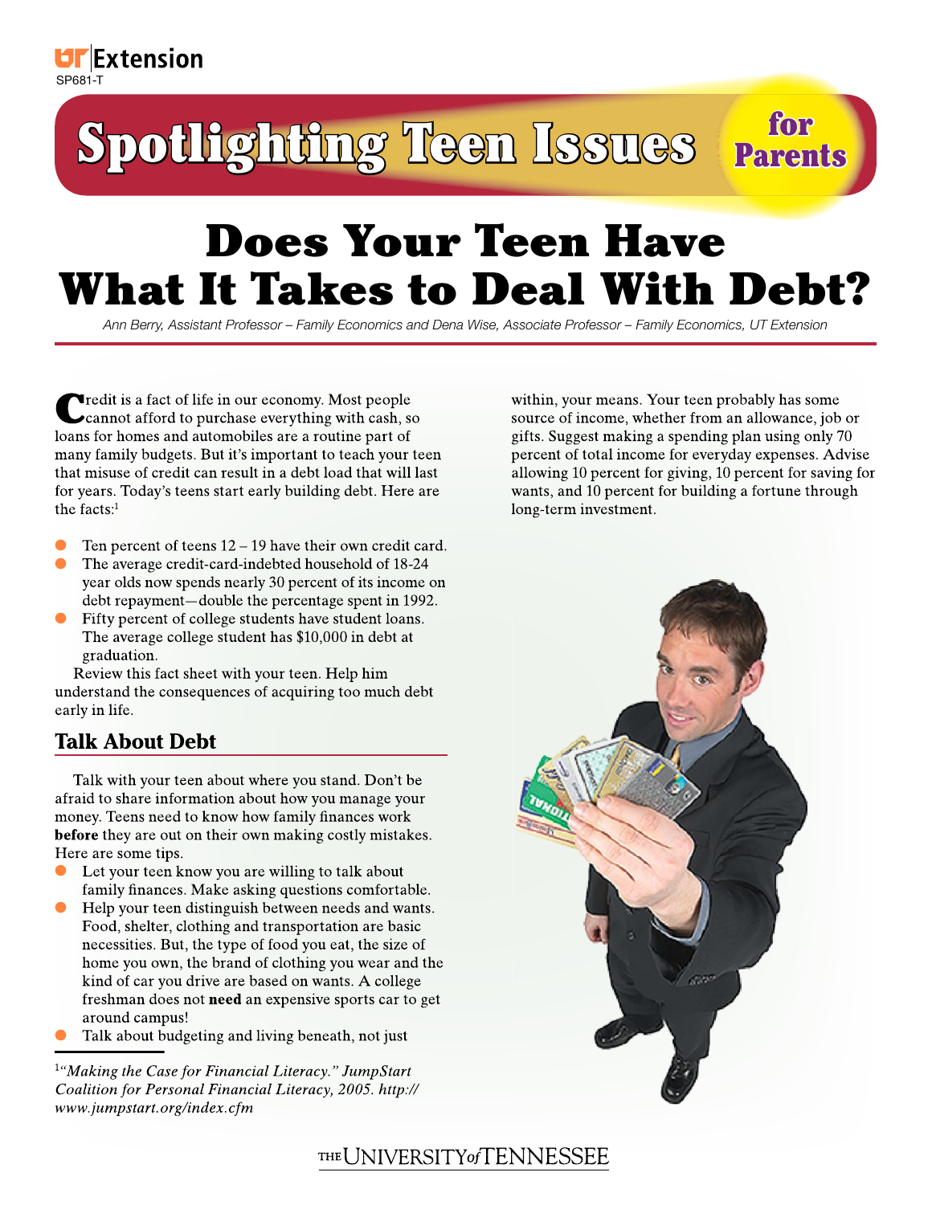UT Extension
SP681-T

# Spotlighting Teen Issues for Parents

# Does Your Teen Have What It Takes to Deal With Debt?

*Ann Berry, Assistant Professor – Family Economics and Dena Wise, Associate Professor – Family Economics, UT Extension*

Credit is a fact of life in our economy. Most people cannot afford to purchase everything with cash, so loans for homes and automobiles are a routine part of many family budgets. But it's important to teach your teen that misuse of credit can result in a debt load that will last for years. Today's teens start early building debt. Here are the facts:[1]

- Ten percent of teens 12 – 19 have their own credit card.
- The average credit-card-indebted household of 18-24 year olds now spends nearly 30 percent of its income on debt repayment—double the percentage spent in 1992.
- Fifty percent of college students have student loans. The average college student has $10,000 in debt at graduation.

Review this fact sheet with your teen. Help him understand the consequences of acquiring too much debt early in life.

## Talk About Debt

Talk with your teen about where you stand. Don't be afraid to share information about how you manage your money. Teens need to know how family finances work **before** they are out on their own making costly mistakes. Here are some tips.

- Let your teen know you are willing to talk about family finances. Make asking questions comfortable.
- Help your teen distinguish between needs and wants. Food, shelter, clothing and transportation are basic necessities. But, the type of food you eat, the size of home you own, the brand of clothing you wear and the kind of car you drive are based on wants. A college freshman does not **need** an expensive sports car to get around campus!
- Talk about budgeting and living beneath, not just within, your means. Your teen probably has some source of income, whether from an allowance, job or gifts. Suggest making a spending plan using only 70 percent of total income for everyday expenses. Advise allowing 10 percent for giving, 10 percent for saving for wants, and 10 percent for building a fortune through long-term investment.

---

[1] *"Making the Case for Financial Literacy." JumpStart Coalition for Personal Financial Literacy, 2005. http://www.jumpstart.org/index.cfm*

THE UNIVERSITY of TENNESSEE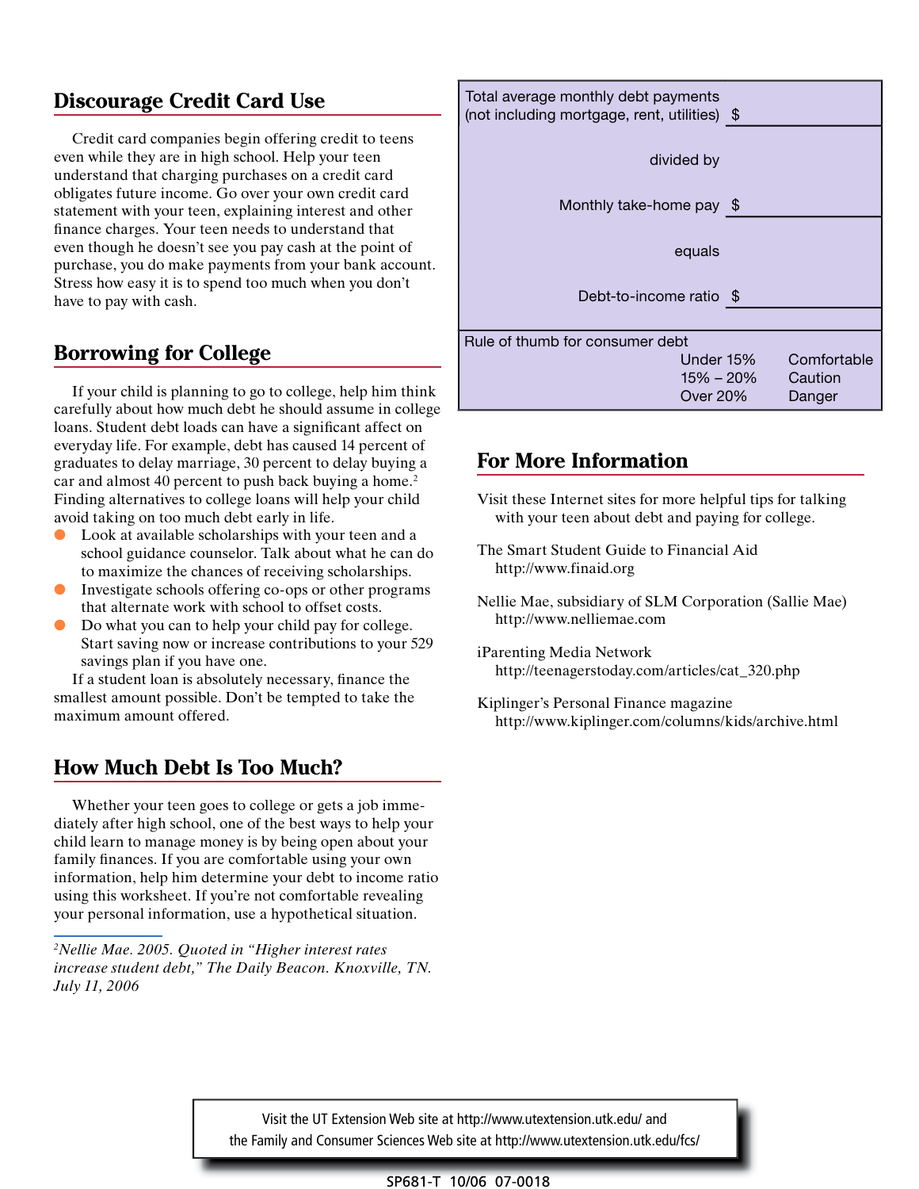## Discourage Credit Card Use

Credit card companies begin offering credit to teens even while they are in high school. Help your teen understand that charging purchases on a credit card obligates future income. Go over your own credit card statement with your teen, explaining interest and other finance charges. Your teen needs to understand that even though he doesn't see you pay cash at the point of purchase, you do make payments from your bank account. Stress how easy it is to spend too much when you don't have to pay with cash.

## Borrowing for College

If your child is planning to go to college, help him think carefully about how much debt he should assume in college loans. Student debt loads can have a significant affect on everyday life. For example, debt has caused 14 percent of graduates to delay marriage, 30 percent to delay buying a car and almost 40 percent to push back buying a home.[2] Finding alternatives to college loans will help your child avoid taking on too much debt early in life.

- Look at available scholarships with your teen and a school guidance counselor. Talk about what he can do to maximize the chances of receiving scholarships.
- Investigate schools offering co-ops or other programs that alternate work with school to offset costs.
- Do what you can to help your child pay for college. Start saving now or increase contributions to your 529 savings plan if you have one.

If a student loan is absolutely necessary, finance the smallest amount possible. Don't be tempted to take the maximum amount offered.

## How Much Debt Is Too Much?

Whether your teen goes to college or gets a job immediately after high school, one of the best ways to help your child learn to manage money is by being open about your family finances. If you are comfortable using your own information, help him determine your debt to income ratio using this worksheet. If you're not comfortable revealing your personal information, use a hypothetical situation.

[2] *Nellie Mae. 2005. Quoted in "Higher interest rates increase student debt," The Daily Beacon. Knoxville, TN. July 11, 2006*

| | |
|---|---|
| Total average monthly debt payments (not including mortgage, rent, utilities) | $ ______ |
| divided by | |
| Monthly take-home pay | $ ______ |
| equals | |
| Debt-to-income ratio | $ ______ |

Rule of thumb for consumer debt

| | |
|---|---|
| Under 15% | Comfortable |
| 15% – 20% | Caution |
| Over 20% | Danger |

## For More Information

Visit these Internet sites for more helpful tips for talking with your teen about debt and paying for college.

The Smart Student Guide to Financial Aid
http://www.finaid.org

Nellie Mae, subsidiary of SLM Corporation (Sallie Mae)
http://www.nelliemae.com

iParenting Media Network
http://teenagerstoday.com/articles/cat_320.php

Kiplinger's Personal Finance magazine
http://www.kiplinger.com/columns/kids/archive.html

Visit the UT Extension Web site at http://www.utextension.utk.edu/ and the Family and Consumer Sciences Web site at http://www.utextension.utk.edu/fcs/

SP681-T 10/06 07-0018